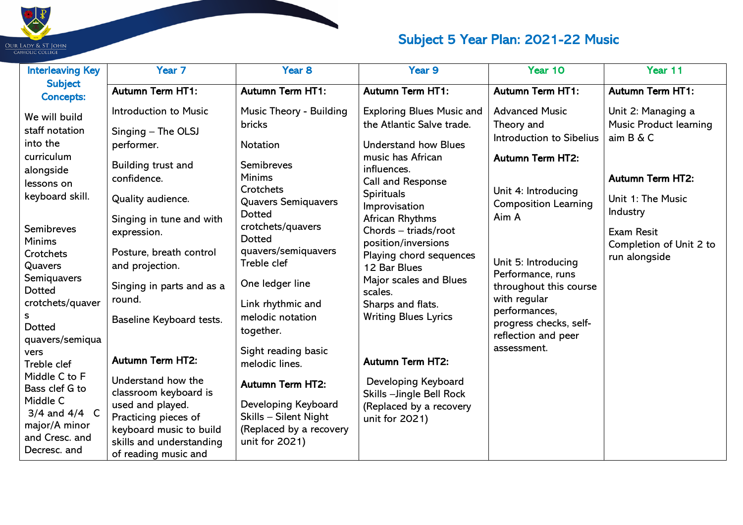# Subject 5 Year Plan: 2021-22 Music

| Interleaving Key Subject Concepts: | Year 7 | Year 8 | Year 9 | Year 10 | Year 11 |
|---|---|---|---|---|---|
| We will build staff notation into the curriculum alongside lessons on keyboard skill.<br><br>Semibreves<br>Minims<br>Crotchets<br>Quavers<br>Semiquavers<br>Dotted crotchets/quavers<br>Dotted quavers/semiquavers<br>Treble clef<br>Middle C to F<br>Bass clef G to Middle C<br>3/4 and 4/4 C major/A minor and Cresc. and Decresc. and | **Autumn Term HT1:**<br><br>Introduction to Music<br><br>Singing – The OLSJ performer.<br><br>Building trust and confidence.<br><br>Quality audience.<br><br>Singing in tune and with expression.<br><br>Posture, breath control and projection.<br><br>Singing in parts and as a round.<br><br>Baseline Keyboard tests.<br><br>**Autumn Term HT2:**<br><br>Understand how the classroom keyboard is used and played.<br>Practicing pieces of keyboard music to build skills and understanding of reading music and | **Autumn Term HT1:**<br><br>Music Theory - Building bricks<br><br>Notation<br><br>Semibreves<br>Minims<br>Crotchets<br>Quavers Semiquavers<br>Dotted crotchets/quavers<br>Dotted quavers/semiquavers<br>Treble clef<br><br>One ledger line<br><br>Link rhythmic and melodic notation together.<br><br>Sight reading basic melodic lines.<br><br>**Autumn Term HT2:**<br><br>Developing Keyboard Skills – Silent Night (Replaced by a recovery unit for 2021) | **Autumn Term HT1:**<br><br>Exploring Blues Music and the Atlantic Salve trade.<br><br>Understand how Blues music has African influences.<br>Call and Response<br>Spirituals<br>Improvisation<br>African Rhythms<br>Chords – triads/root position/inversions<br>Playing chord sequences<br>12 Bar Blues<br>Major scales and Blues scales.<br>Sharps and flats.<br>Writing Blues Lyrics<br><br>**Autumn Term HT2:**<br><br>Developing Keyboard Skills –Jingle Bell Rock (Replaced by a recovery unit for 2021) | **Autumn Term HT1:**<br><br>Advanced Music Theory and Introduction to Sibelius<br><br>**Autumn Term HT2:**<br><br>Unit 4: Introducing Composition Learning Aim A<br><br>Unit 5: Introducing Performance, runs throughout this course with regular performances, progress checks, self-reflection and peer assessment. | **Autumn Term HT1:**<br><br>Unit 2: Managing a Music Product learning aim B & C<br><br>**Autumn Term HT2:**<br><br>Unit 1: The Music Industry<br><br>Exam Resit<br>Completion of Unit 2 to run alongside |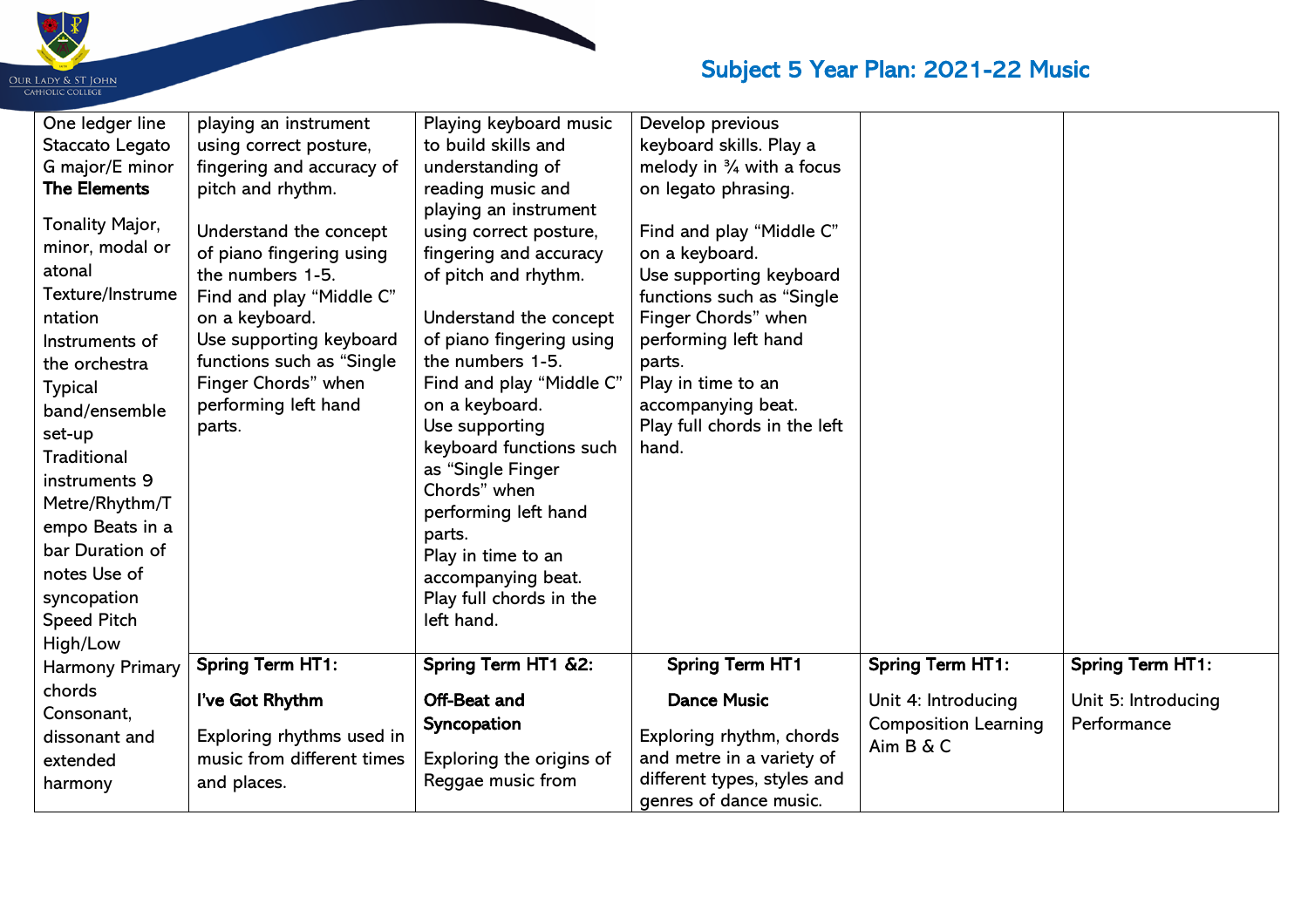## Subject 5 Year Plan: 2021-22 Music

| | | | | | |
|---|---|---|---|---|---|
| One ledger line Staccato Legato G major/E minor **The Elements** Tonality Major, minor, modal or atonal Texture/Instrumentation Instruments of the orchestra Typical band/ensemble set-up Traditional instruments 9 Metre/Rhythm/Tempo Beats in a bar Duration of notes Use of syncopation Speed Pitch High/Low Harmony Primary chords Consonant, dissonant and extended harmony | playing an instrument using correct posture, fingering and accuracy of pitch and rhythm.<br><br>Understand the concept of piano fingering using the numbers 1-5.<br>Find and play "Middle C" on a keyboard.<br>Use supporting keyboard functions such as "Single Finger Chords" when performing left hand parts. | Playing keyboard music to build skills and understanding of reading music and playing an instrument using correct posture, fingering and accuracy of pitch and rhythm.<br><br>Understand the concept of piano fingering using the numbers 1-5.<br>Find and play "Middle C" on a keyboard.<br>Use supporting keyboard functions such as "Single Finger Chords" when performing left hand parts.<br>Play in time to an accompanying beat.<br>Play full chords in the left hand. | Develop previous keyboard skills. Play a melody in ¾ with a focus on legato phrasing.<br><br>Find and play "Middle C" on a keyboard.<br>Use supporting keyboard functions such as "Single Finger Chords" when performing left hand parts.<br>Play in time to an accompanying beat.<br>Play full chords in the left hand. | | |
| | **Spring Term HT1:**<br><br>**I've Got Rhythm**<br><br>Exploring rhythms used in music from different times and places. | **Spring Term HT1 &2:**<br><br>**Off-Beat and Syncopation**<br><br>Exploring the origins of Reggae music from | **Spring Term HT1**<br><br>**Dance Music**<br><br>Exploring rhythm, chords and metre in a variety of different types, styles and genres of dance music. | **Spring Term HT1:**<br><br>Unit 4: Introducing Composition Learning Aim B & C | **Spring Term HT1:**<br><br>Unit 5: Introducing Performance |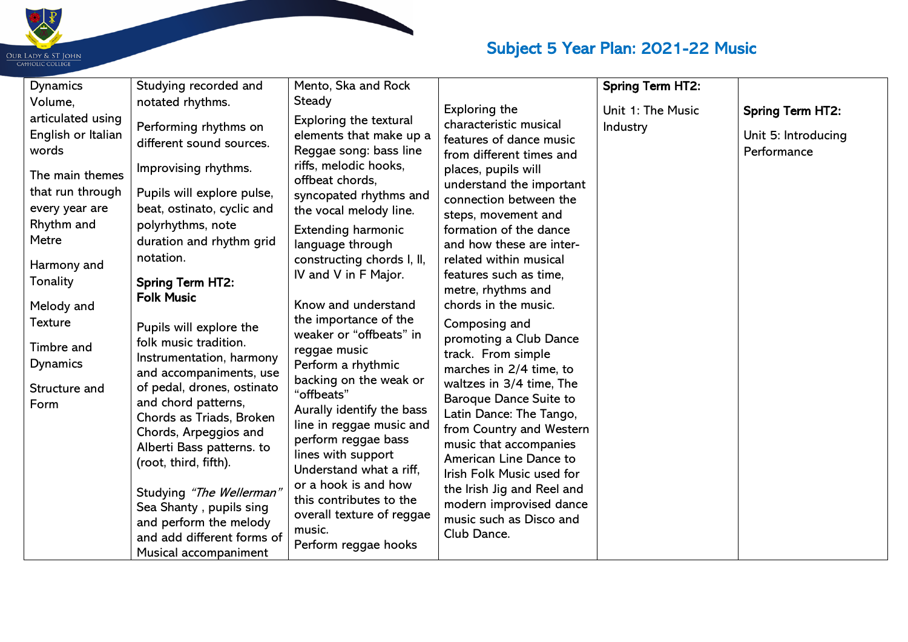## Subject 5 Year Plan: 2021-22 Music

| | | | | | |
|---|---|---|---|---|---|
| Dynamics Volume, articulated using English or Italian words<br><br>The main themes that run through every year are Rhythm and Metre<br><br>Harmony and Tonality<br><br>Melody and Texture<br><br>Timbre and Dynamics<br><br>Structure and Form | Studying recorded and notated rhythms.<br><br>Performing rhythms on different sound sources.<br><br>Improvising rhythms.<br><br>Pupils will explore pulse, beat, ostinato, cyclic and polyrhythms, note duration and rhythm grid notation.<br><br>**Spring Term HT2: Folk Music**<br><br>Pupils will explore the folk music tradition. Instrumentation, harmony and accompaniments, use of pedal, drones, ostinato and chord patterns, Chords as Triads, Broken Chords, Arpeggios and Alberti Bass patterns. to (root, third, fifth).<br><br>Studying *"The Wellerman"* Sea Shanty , pupils sing and perform the melody and add different forms of Musical accompaniment | Mento, Ska and Rock Steady<br><br>Exploring the textural elements that make up a Reggae song: bass line riffs, melodic hooks, offbeat chords, syncopated rhythms and the vocal melody line.<br><br>Extending harmonic language through constructing chords I, II, IV and V in F Major.<br><br>Know and understand the importance of the weaker or "offbeats" in reggae music<br>Perform a rhythmic backing on the weak or "offbeats"<br>Aurally identify the bass line in reggae music and perform reggae bass lines with support<br>Understand what a riff, or a hook is and how this contributes to the overall texture of reggae music.<br>Perform reggae hooks | Exploring the characteristic musical features of dance music from different times and places, pupils will understand the important connection between the steps, movement and formation of the dance and how these are inter-related within musical features such as time, metre, rhythms and chords in the music.<br><br>Composing and promoting a Club Dance track. From simple marches in 2/4 time, to waltzes in 3/4 time, The Baroque Dance Suite to Latin Dance: The Tango, from Country and Western music that accompanies American Line Dance to Irish Folk Music used for the Irish Jig and Reel and modern improvised dance music such as Disco and Club Dance. | **Spring Term HT2:**<br><br>Unit 1: The Music Industry | **Spring Term HT2:**<br><br>Unit 5: Introducing Performance |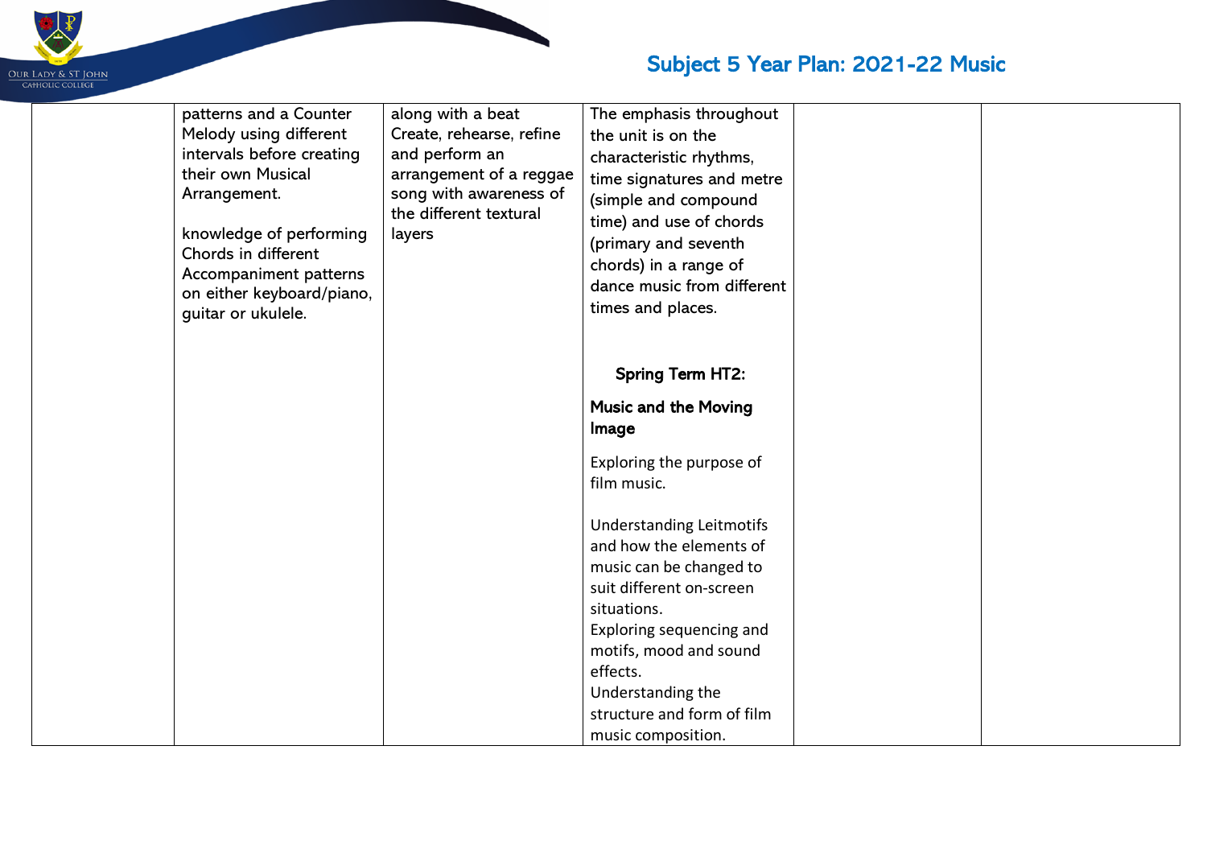| | | | | | |
|---|---|---|---|---|---|
| | patterns and a Counter Melody using different intervals before creating their own Musical Arrangement.<br><br>knowledge of performing Chords in different Accompaniment patterns on either keyboard/piano, guitar or ukulele. | along with a beat<br>Create, rehearse, refine and perform an arrangement of a reggae song with awareness of the different textural layers | The emphasis throughout the unit is on the characteristic rhythms, time signatures and metre (simple and compound time) and use of chords (primary and seventh chords) in a range of dance music from different times and places.<br><br>**Spring Term HT2:**<br><br>**Music and the Moving Image**<br><br>Exploring the purpose of film music.<br><br>Understanding Leitmotifs and how the elements of music can be changed to suit different on-screen situations.<br>Exploring sequencing and motifs, mood and sound effects.<br>Understanding the structure and form of film music composition. | | |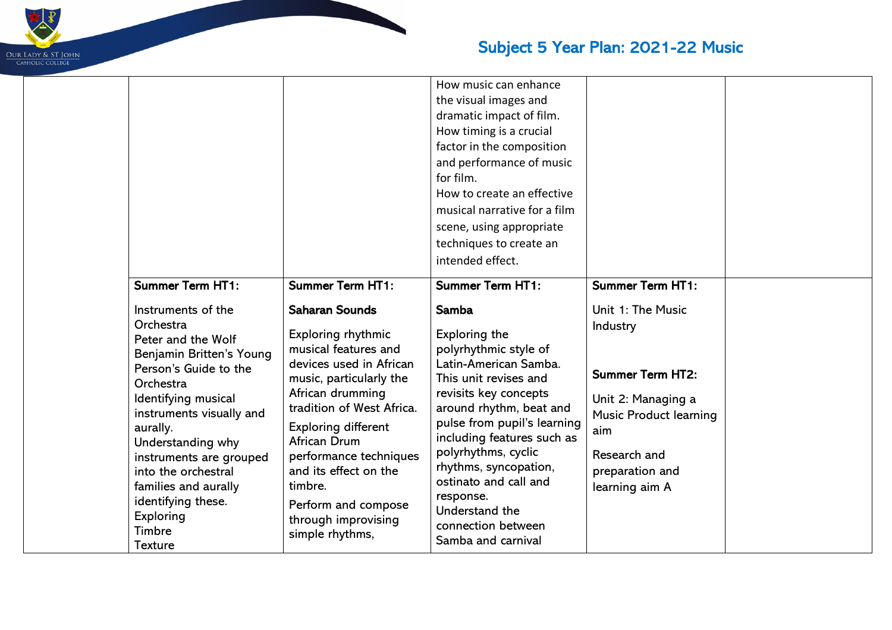# Subject 5 Year Plan: 2021-22 Music

| | | | | | |
|---|---|---|---|---|---|
| | | | How music can enhance the visual images and dramatic impact of film.<br>How timing is a crucial factor in the composition and performance of music for film.<br>How to create an effective musical narrative for a film scene, using appropriate techniques to create an intended effect. | | |
| | **Summer Term HT1:**<br><br>Instruments of the Orchestra<br>Peter and the Wolf<br>Benjamin Britten's Young Person's Guide to the Orchestra<br>Identifying musical instruments visually and aurally.<br>Understanding why instruments are grouped into the orchestral families and aurally identifying these.<br>Exploring<br>Timbre<br>Texture | **Summer Term HT1:**<br><br>**Saharan Sounds**<br><br>Exploring rhythmic musical features and devices used in African music, particularly the African drumming tradition of West Africa.<br>Exploring different African Drum performance techniques and its effect on the timbre.<br>Perform and compose through improvising simple rhythms, | **Summer Term HT1:**<br><br>**Samba**<br><br>Exploring the polyrhythmic style of Latin-American Samba. This unit revises and revisits key concepts around rhythm, beat and pulse from pupil's learning including features such as polyrhythms, cyclic rhythms, syncopation, ostinato and call and response.<br>Understand the connection between Samba and carnival | **Summer Term HT1:**<br><br>Unit 1: The Music Industry<br><br>**Summer Term HT2:**<br><br>Unit 2: Managing a Music Product learning aim<br><br>Research and preparation and learning aim A | |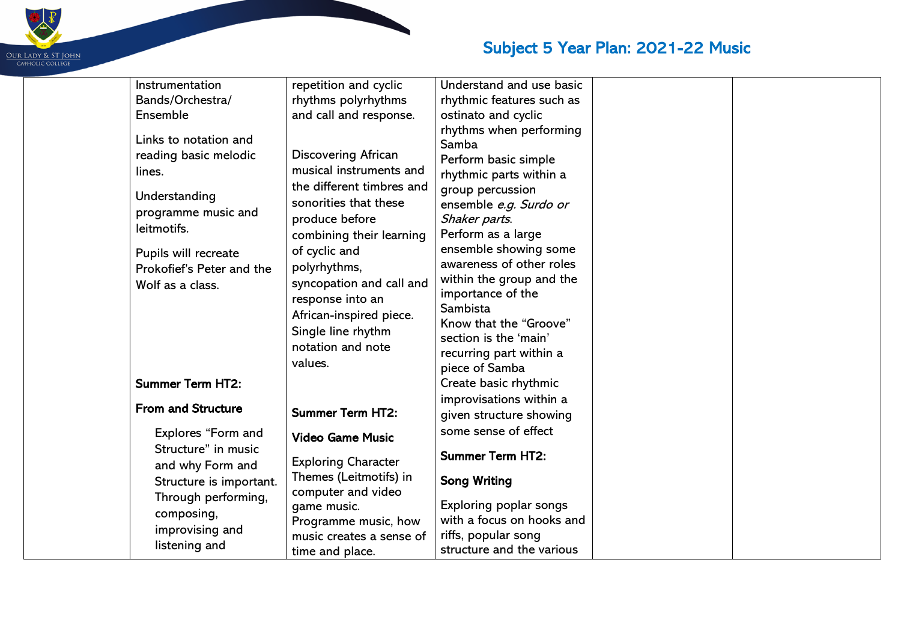| | | | | | |
|---|---|---|---|---|---|
| | Instrumentation Bands/Orchestra/ Ensemble<br><br>Links to notation and reading basic melodic lines.<br><br>Understanding programme music and leitmotifs.<br><br>Pupils will recreate Prokofief's Peter and the Wolf as a class.<br><br>**Summer Term HT2:**<br><br>**From and Structure**<br><br>Explores "Form and Structure" in music and why Form and Structure is important. Through performing, composing, improvising and listening and | repetition and cyclic rhythms polyrhythms and call and response.<br><br>Discovering African musical instruments and the different timbres and sonorities that these produce before combining their learning of cyclic and polyrhythms, syncopation and call and response into an African-inspired piece. Single line rhythm notation and note values.<br><br>**Summer Term HT2:**<br><br>**Video Game Music**<br><br>Exploring Character Themes (Leitmotifs) in computer and video game music. Programme music, how music creates a sense of time and place. | Understand and use basic rhythmic features such as ostinato and cyclic rhythms when performing Samba<br>Perform basic simple rhythmic parts within a group percussion ensemble *e.g. Surdo or Shaker parts*.<br>Perform as a large ensemble showing some awareness of other roles within the group and the importance of the Sambista<br>Know that the "Groove" section is the 'main' recurring part within a piece of Samba<br>Create basic rhythmic improvisations within a given structure showing some sense of effect<br><br>**Summer Term HT2:**<br><br>**Song Writing**<br><br>Exploring poplar songs with a focus on hooks and riffs, popular song structure and the various | | |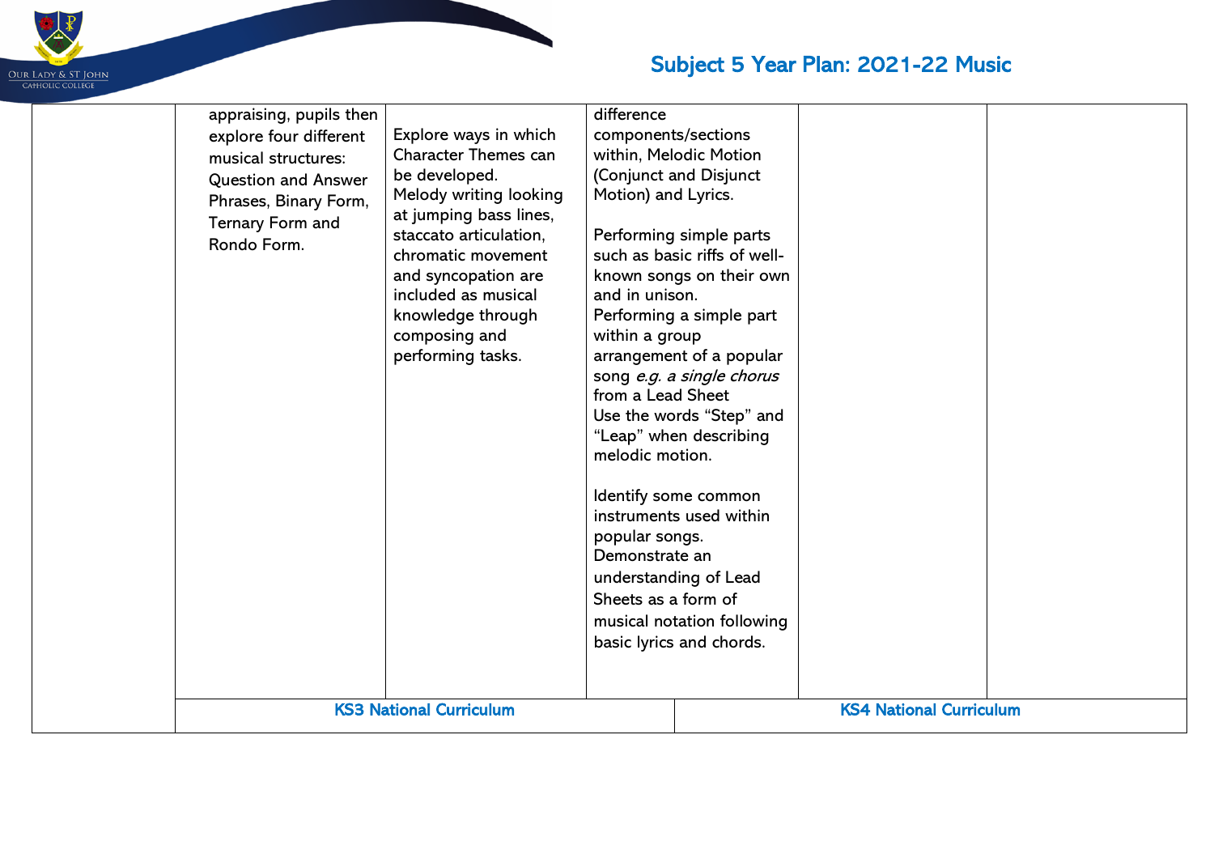| | | | | | |
|---|---|---|---|---|---|
| | appraising, pupils then explore four different musical structures: Question and Answer Phrases, Binary Form, Ternary Form and Rondo Form. | Explore ways in which Character Themes can be developed.<br>Melody writing looking at jumping bass lines, staccato articulation, chromatic movement and syncopation are included as musical knowledge through composing and performing tasks. | difference components/sections within, Melodic Motion (Conjunct and Disjunct Motion) and Lyrics.<br><br>Performing simple parts such as basic riffs of well-known songs on their own and in unison.<br>Performing a simple part within a group arrangement of a popular song *e.g. a single chorus* from a Lead Sheet<br>Use the words "Step" and "Leap" when describing melodic motion.<br><br>Identify some common instruments used within popular songs.<br>Demonstrate an understanding of Lead Sheets as a form of musical notation following basic lyrics and chords. | | |
| | **KS3 National Curriculum** | | | **KS4 National Curriculum** | |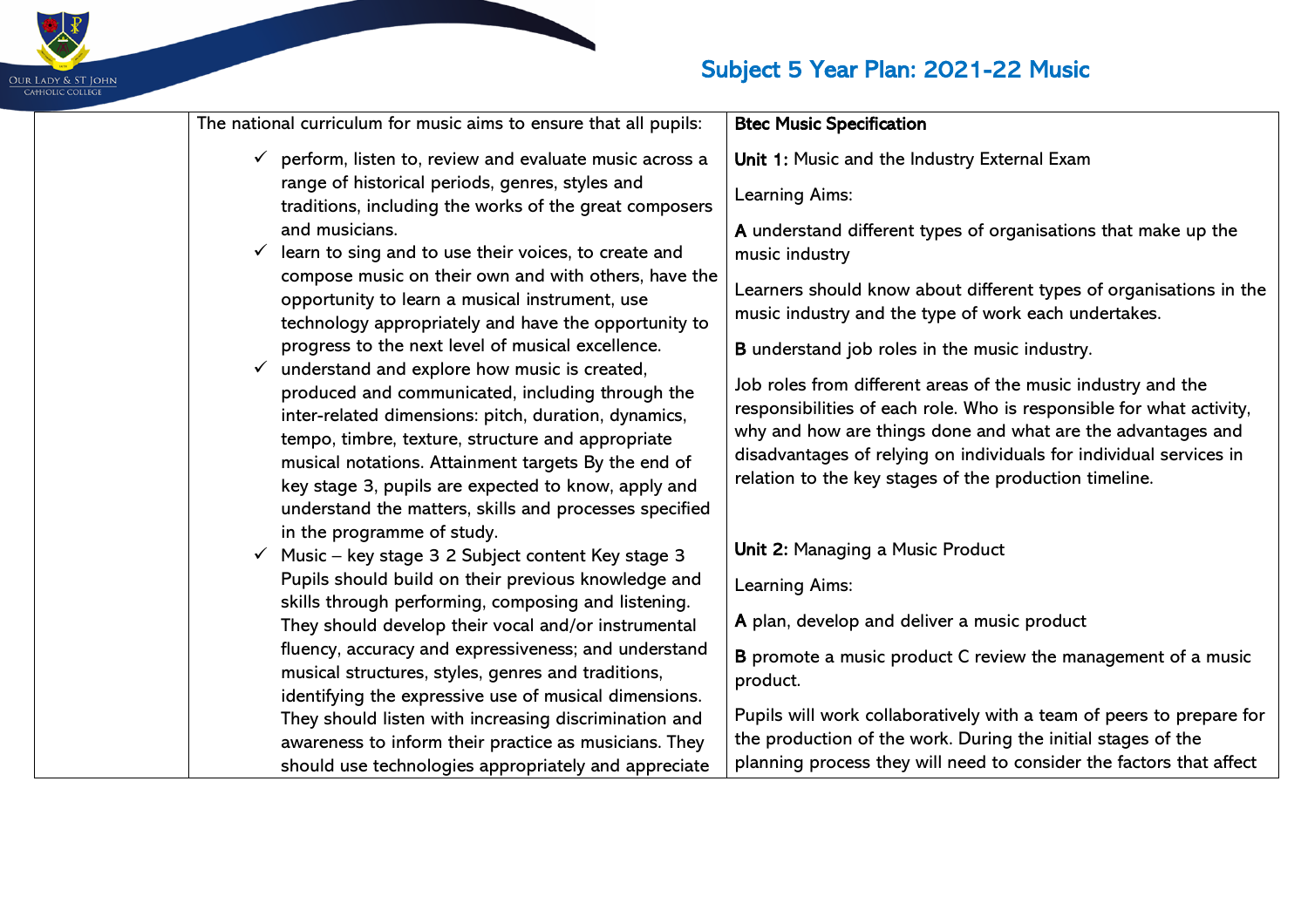## Subject 5 Year Plan: 2021-22 Music

| | The national curriculum for music aims to ensure that all pupils: | Btec Music Specification |
|---|---|---|
| | ✓ perform, listen to, review and evaluate music across a range of historical periods, genres, styles and traditions, including the works of the great composers and musicians.<br>✓ learn to sing and to use their voices, to create and compose music on their own and with others, have the opportunity to learn a musical instrument, use technology appropriately and have the opportunity to progress to the next level of musical excellence.<br>✓ understand and explore how music is created, produced and communicated, including through the inter-related dimensions: pitch, duration, dynamics, tempo, timbre, texture, structure and appropriate musical notations. Attainment targets By the end of key stage 3, pupils are expected to know, apply and understand the matters, skills and processes specified in the programme of study.<br>✓ Music – key stage 3 2 Subject content Key stage 3 Pupils should build on their previous knowledge and skills through performing, composing and listening. They should develop their vocal and/or instrumental fluency, accuracy and expressiveness; and understand musical structures, styles, genres and traditions, identifying the expressive use of musical dimensions. They should listen with increasing discrimination and awareness to inform their practice as musicians. They should use technologies appropriately and appreciate | **Unit 1:** Music and the Industry External Exam<br><br>Learning Aims:<br><br>**A** understand different types of organisations that make up the music industry<br><br>Learners should know about different types of organisations in the music industry and the type of work each undertakes.<br><br>**B** understand job roles in the music industry.<br><br>Job roles from different areas of the music industry and the responsibilities of each role. Who is responsible for what activity, why and how are things done and what are the advantages and disadvantages of relying on individuals for individual services in relation to the key stages of the production timeline.<br><br>**Unit 2:** Managing a Music Product<br><br>Learning Aims:<br><br>**A** plan, develop and deliver a music product<br><br>**B** promote a music product C review the management of a music product.<br><br>Pupils will work collaboratively with a team of peers to prepare for the production of the work. During the initial stages of the planning process they will need to consider the factors that affect |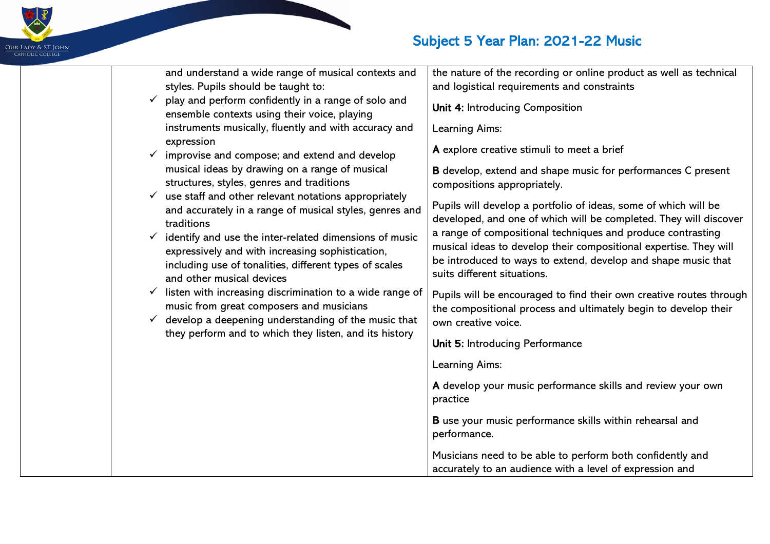| | | |
|---|---|---|
| | and understand a wide range of musical contexts and styles. Pupils should be taught to:<br>✓ play and perform confidently in a range of solo and ensemble contexts using their voice, playing instruments musically, fluently and with accuracy and expression<br>✓ improvise and compose; and extend and develop musical ideas by drawing on a range of musical structures, styles, genres and traditions<br>✓ use staff and other relevant notations appropriately and accurately in a range of musical styles, genres and traditions<br>✓ identify and use the inter-related dimensions of music expressively and with increasing sophistication, including use of tonalities, different types of scales and other musical devices<br>✓ listen with increasing discrimination to a wide range of music from great composers and musicians<br>✓ develop a deepening understanding of the music that they perform and to which they listen, and its history | the nature of the recording or online product as well as technical and logistical requirements and constraints<br><br>**Unit 4:** Introducing Composition<br><br>Learning Aims:<br><br>**A** explore creative stimuli to meet a brief<br><br>**B** develop, extend and shape music for performances C present compositions appropriately.<br><br>Pupils will develop a portfolio of ideas, some of which will be developed, and one of which will be completed. They will discover a range of compositional techniques and produce contrasting musical ideas to develop their compositional expertise. They will be introduced to ways to extend, develop and shape music that suits different situations.<br><br>Pupils will be encouraged to find their own creative routes through the compositional process and ultimately begin to develop their own creative voice.<br><br>**Unit 5:** Introducing Performance<br><br>Learning Aims:<br><br>**A** develop your music performance skills and review your own practice<br><br>**B** use your music performance skills within rehearsal and performance.<br><br>Musicians need to be able to perform both confidently and accurately to an audience with a level of expression and |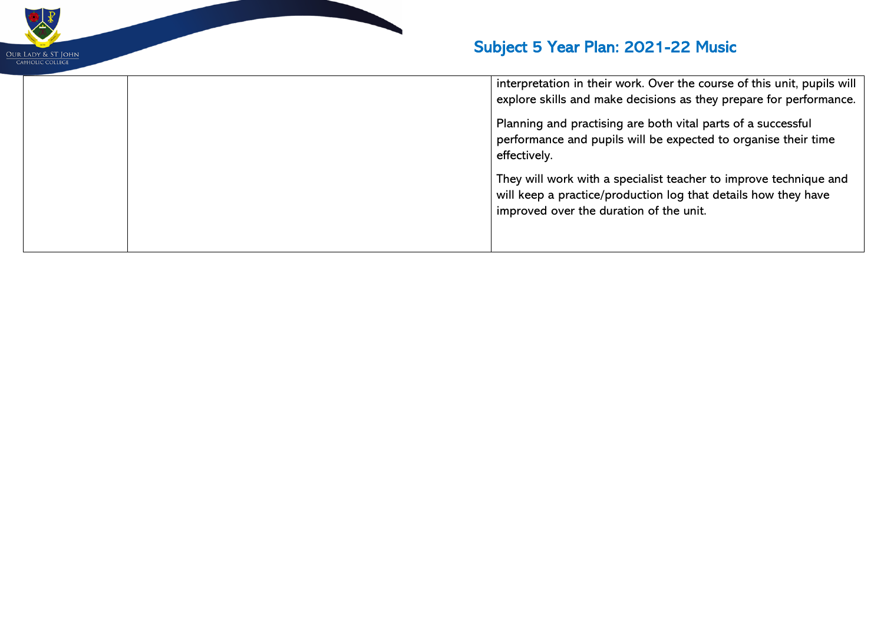| | | |
|---|---|---|
| | | interpretation in their work. Over the course of this unit, pupils will explore skills and make decisions as they prepare for performance.<br><br>Planning and practising are both vital parts of a successful performance and pupils will be expected to organise their time effectively.<br><br>They will work with a specialist teacher to improve technique and will keep a practice/production log that details how they have improved over the duration of the unit. |